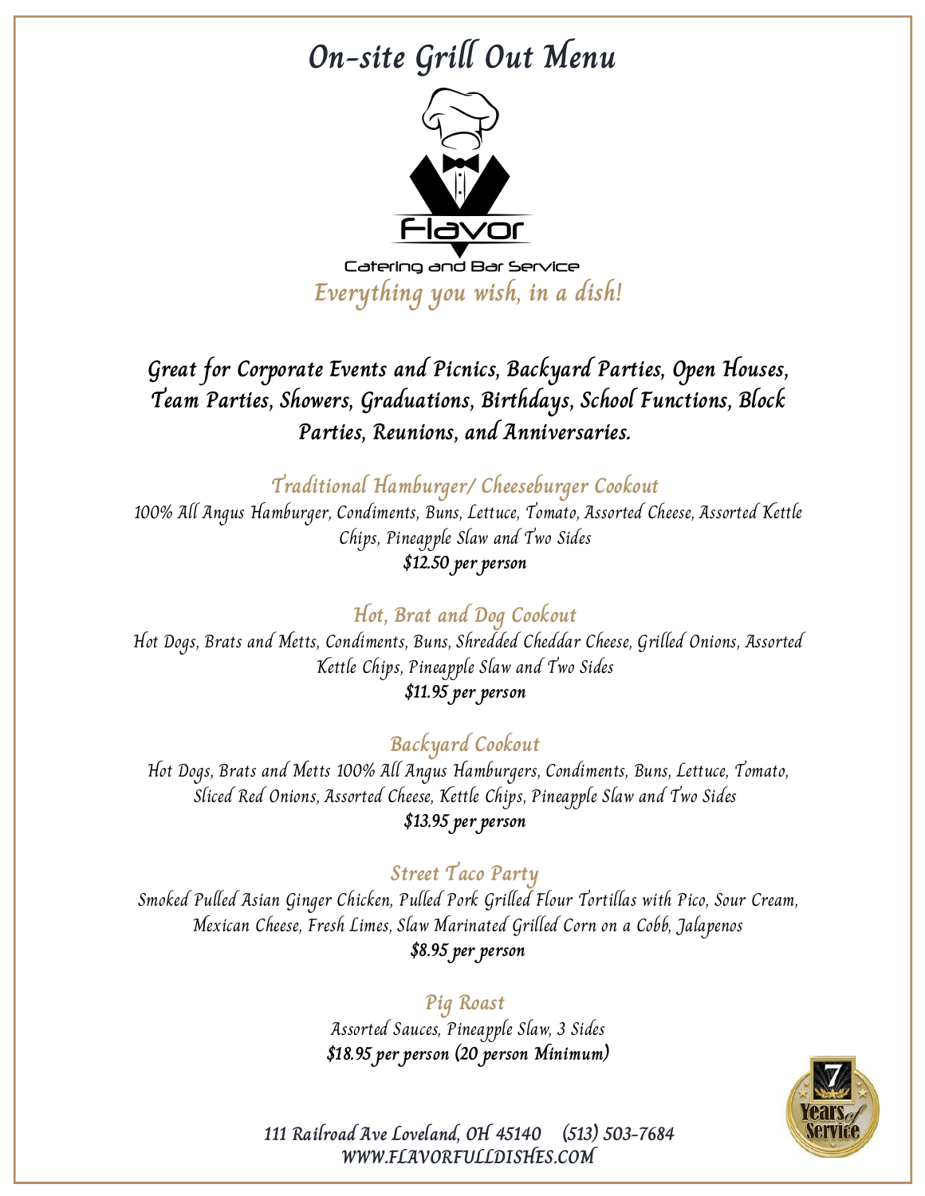# On-site Grill Out Menu

Flavor

Catering and Bar Service

*Everything you wish, in a dish!*

**Great for Corporate Events and Picnics, Backyard Parties, Open Houses, Team Parties, Showers, Graduations, Birthdays, School Functions, Block Parties, Reunions, and Anniversaries.**

## Traditional Hamburger/ Cheeseburger Cookout

100% All Angus Hamburger, Condiments, Buns, Lettuce, Tomato, Assorted Cheese, Assorted Kettle Chips, Pineapple Slaw and Two Sides

**$12.50 per person**

## Hot, Brat and Dog Cookout

Hot Dogs, Brats and Metts, Condiments, Buns, Shredded Cheddar Cheese, Grilled Onions, Assorted Kettle Chips, Pineapple Slaw and Two Sides

**$11.95 per person**

## Backyard Cookout

Hot Dogs, Brats and Metts 100% All Angus Hamburgers, Condiments, Buns, Lettuce, Tomato, Sliced Red Onions, Assorted Cheese, Kettle Chips, Pineapple Slaw and Two Sides

**$13.95 per person**

## Street Taco Party

Smoked Pulled Asian Ginger Chicken, Pulled Pork Grilled Flour Tortillas with Pico, Sour Cream, Mexican Cheese, Fresh Limes, Slaw Marinated Grilled Corn on a Cobb, Jalapenos

**$8.95 per person**

## Pig Roast

Assorted Sauces, Pineapple Slaw, 3 Sides

**$18.95 per person (20 person Minimum)**

7 Years of Service

**111 Railroad Ave Loveland, OH 45140 (513) 503-7684**
**WWW.FLAVORFULLDISHES.COM**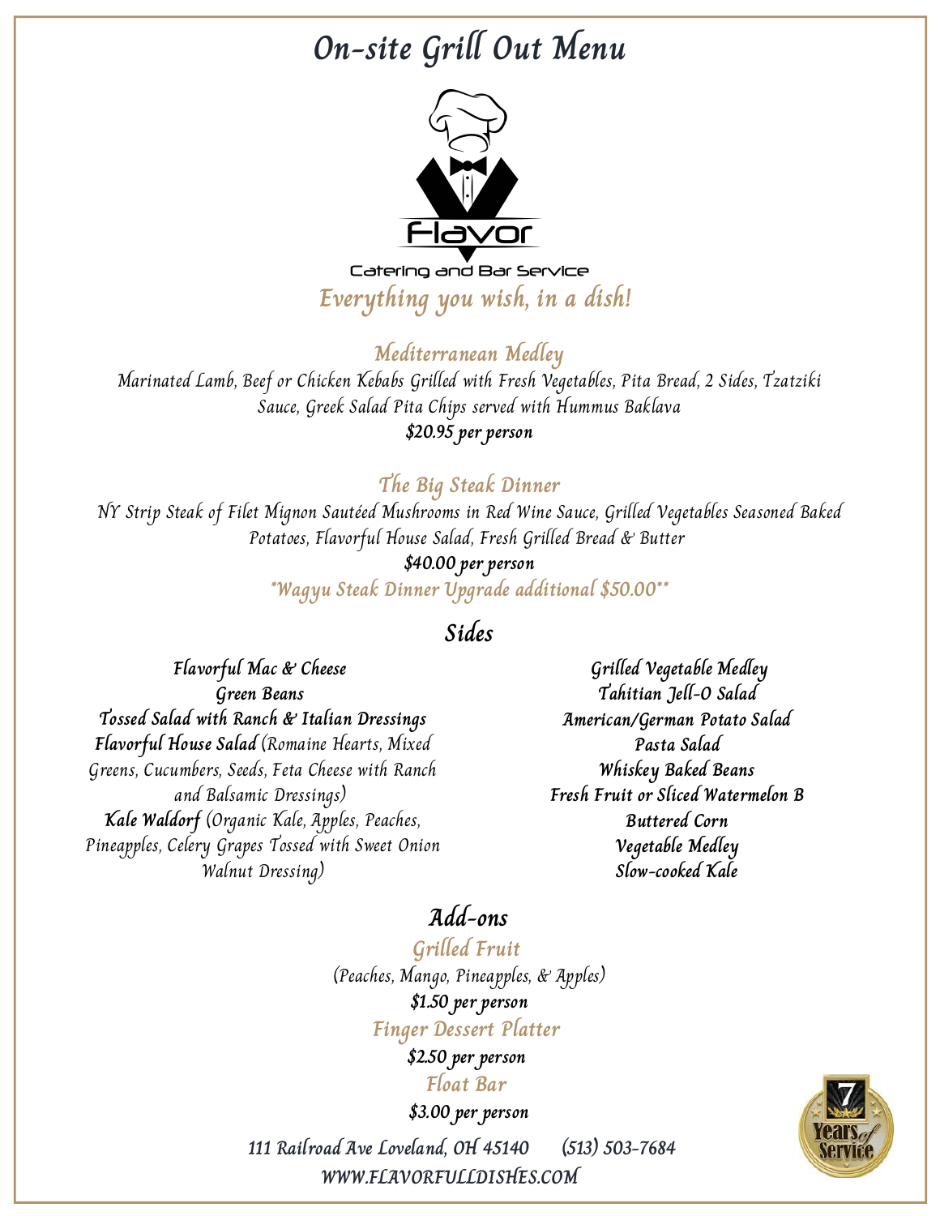# On-site Grill Out Menu

Flavor

Catering and Bar Service

*Everything you wish, in a dish!*

## Mediterranean Medley

*Marinated Lamb, Beef or Chicken Kebabs Grilled with Fresh Vegetables, Pita Bread, 2 Sides, Tzatziki Sauce, Greek Salad Pita Chips served with Hummus Baklava*

**$20.95 per person**

## The Big Steak Dinner

*NY Strip Steak of Filet Mignon Sautéed Mushrooms in Red Wine Sauce, Grilled Vegetables Seasoned Baked Potatoes, Flavorful House Salad, Fresh Grilled Bread & Butter*

**$40.00 per person**

*\*Wagyu Steak Dinner Upgrade additional $50.00\*\**

## Sides

**Flavorful Mac & Cheese**
**Green Beans**
**Tossed Salad with Ranch & Italian Dressings**
**Flavorful House Salad** *(Romaine Hearts, Mixed Greens, Cucumbers, Seeds, Feta Cheese with Ranch and Balsamic Dressings)*
**Kale Waldorf** *(Organic Kale, Apples, Peaches, Pineapples, Celery Grapes Tossed with Sweet Onion Walnut Dressing)*

**Grilled Vegetable Medley**
**Tahitian Jell-O Salad**
**American/German Potato Salad**
**Pasta Salad**
**Whiskey Baked Beans**
**Fresh Fruit or Sliced Watermelon B**
**Buttered Corn**
**Vegetable Medley**
**Slow-cooked Kale**

## Add-ons

### Grilled Fruit

*(Peaches, Mango, Pineapples, & Apples)*

**$1.50 per person**

### Finger Dessert Platter

**$2.50 per person**

### Float Bar

**$3.00 per person**

111 Railroad Ave Loveland, OH 45140 (513) 503-7684

WWW.FLAVORFULLDISHES.COM

7 Years of Service